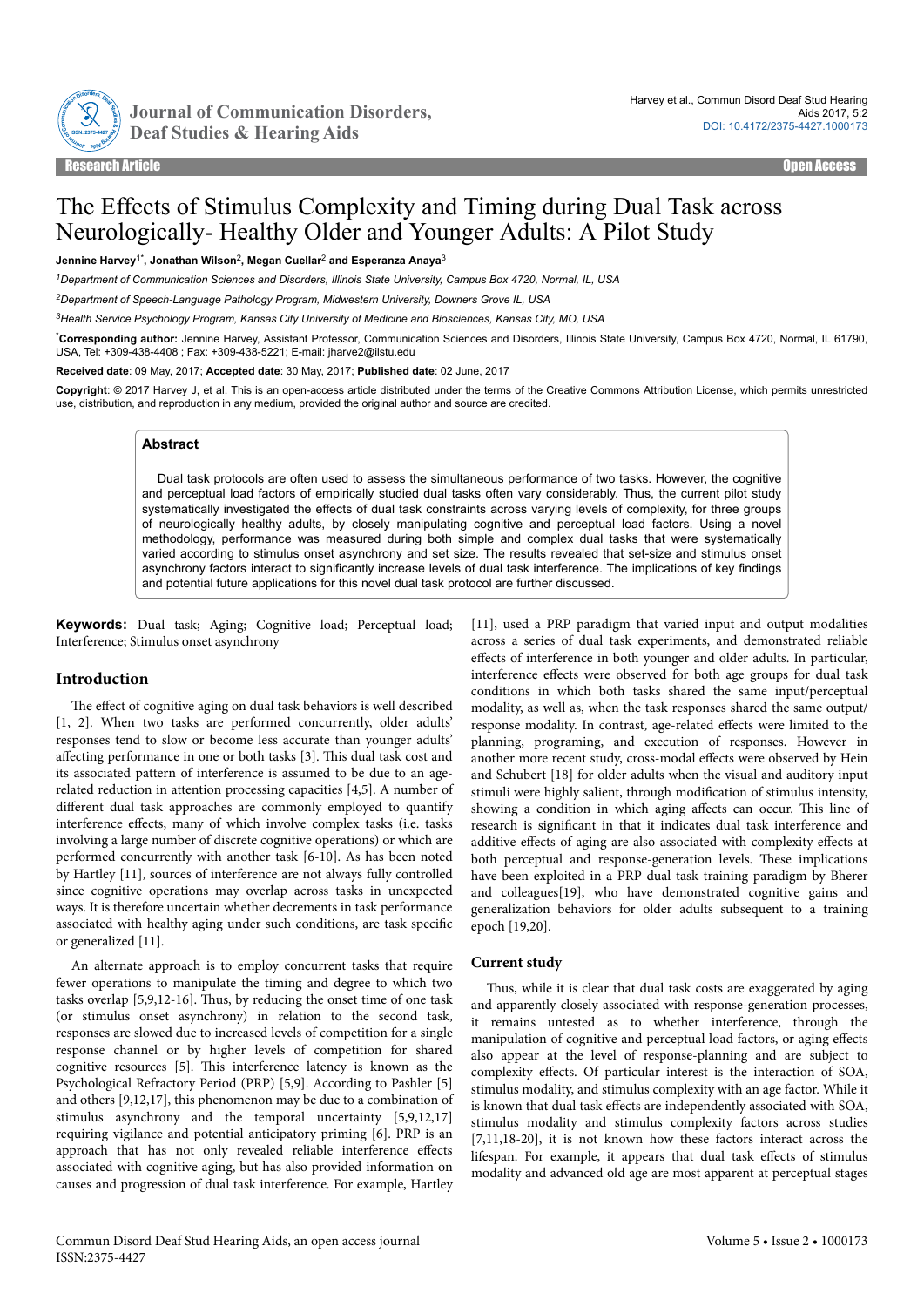Research Article — Open Access

# The Effects of Stimulus Complexity and Timing during Dual Task across Neurologically- Healthy Older and Younger Adults: A Pilot Study

**Jennine Harvey[1*], Jonathan Wilson[2], Megan Cuellar[2] and Esperanza Anaya[3]**

[1]Department of Communication Sciences and Disorders, Illinois State University, Campus Box 4720, Normal, IL, USA

[2]Department of Speech-Language Pathology Program, Midwestern University, Downers Grove IL, USA

[3]Health Service Psychology Program, Kansas City University of Medicine and Biosciences, Kansas City, MO, USA

[*]**Corresponding author:** Jennine Harvey, Assistant Professor, Communication Sciences and Disorders, Illinois State University, Campus Box 4720, Normal, IL 61790, USA, Tel: +309-438-4408 ; Fax: +309-438-5221; E-mail: jharve2@ilstu.edu

**Received date**: 09 May, 2017; **Accepted date**: 30 May, 2017; **Published date**: 02 June, 2017

**Copyright**: © 2017 Harvey J, et al. This is an open-access article distributed under the terms of the Creative Commons Attribution License, which permits unrestricted use, distribution, and reproduction in any medium, provided the original author and source are credited.

## Abstract

Dual task protocols are often used to assess the simultaneous performance of two tasks. However, the cognitive and perceptual load factors of empirically studied dual tasks often vary considerably. Thus, the current pilot study systematically investigated the effects of dual task constraints across varying levels of complexity, for three groups of neurologically healthy adults, by closely manipulating cognitive and perceptual load factors. Using a novel methodology, performance was measured during both simple and complex dual tasks that were systematically varied according to stimulus onset asynchrony and set size. The results revealed that set-size and stimulus onset asynchrony factors interact to significantly increase levels of dual task interference. The implications of key findings and potential future applications for this novel dual task protocol are further discussed.

**Keywords:** Dual task; Aging; Cognitive load; Perceptual load; Interference; Stimulus onset asynchrony

## Introduction

The effect of cognitive aging on dual task behaviors is well described [1, 2]. When two tasks are performed concurrently, older adults' responses tend to slow or become less accurate than younger adults' affecting performance in one or both tasks [3]. This dual task cost and its associated pattern of interference is assumed to be due to an age-related reduction in attention processing capacities [4,5]. A number of different dual task approaches are commonly employed to quantify interference effects, many of which involve complex tasks (i.e. tasks involving a large number of discrete cognitive operations) or which are performed concurrently with another task [6-10]. As has been noted by Hartley [11], sources of interference are not always fully controlled since cognitive operations may overlap across tasks in unexpected ways. It is therefore uncertain whether decrements in task performance associated with healthy aging under such conditions, are task specific or generalized [11].

An alternate approach is to employ concurrent tasks that require fewer operations to manipulate the timing and degree to which two tasks overlap [5,9,12-16]. Thus, by reducing the onset time of one task (or stimulus onset asynchrony) in relation to the second task, responses are slowed due to increased levels of competition for a single response channel or by higher levels of competition for shared cognitive resources [5]. This interference latency is known as the Psychological Refractory Period (PRP) [5,9]. According to Pashler [5] and others [9,12,17], this phenomenon may be due to a combination of stimulus asynchrony and the temporal uncertainty [5,9,12,17] requiring vigilance and potential anticipatory priming [6]. PRP is an approach that has not only revealed reliable interference effects associated with cognitive aging, but has also provided information on causes and progression of dual task interference. For example, Hartley [11], used a PRP paradigm that varied input and output modalities across a series of dual task experiments, and demonstrated reliable effects of interference in both younger and older adults. In particular, interference effects were observed for both age groups for dual task conditions in which both tasks shared the same input/perceptual modality, as well as, when the task responses shared the same output/response modality. In contrast, age-related effects were limited to the planning, programing, and execution of responses. However in another more recent study, cross-modal effects were observed by Hein and Schubert [18] for older adults when the visual and auditory input stimuli were highly salient, through modification of stimulus intensity, showing a condition in which aging affects can occur. This line of research is significant in that it indicates dual task interference and additive effects of aging are also associated with complexity effects at both perceptual and response-generation levels. These implications have been exploited in a PRP dual task training paradigm by Bherer and colleagues[19], who have demonstrated cognitive gains and generalization behaviors for older adults subsequent to a training epoch [19,20].

### Current study

Thus, while it is clear that dual task costs are exaggerated by aging and apparently closely associated with response-generation processes, it remains untested as to whether interference, through the manipulation of cognitive and perceptual load factors, or aging effects also appear at the level of response-planning and are subject to complexity effects. Of particular interest is the interaction of SOA, stimulus modality, and stimulus complexity with an age factor. While it is known that dual task effects are independently associated with SOA, stimulus modality and stimulus complexity factors across studies [7,11,18-20], it is not known how these factors interact across the lifespan. For example, it appears that dual task effects of stimulus modality and advanced old age are most apparent at perceptual stages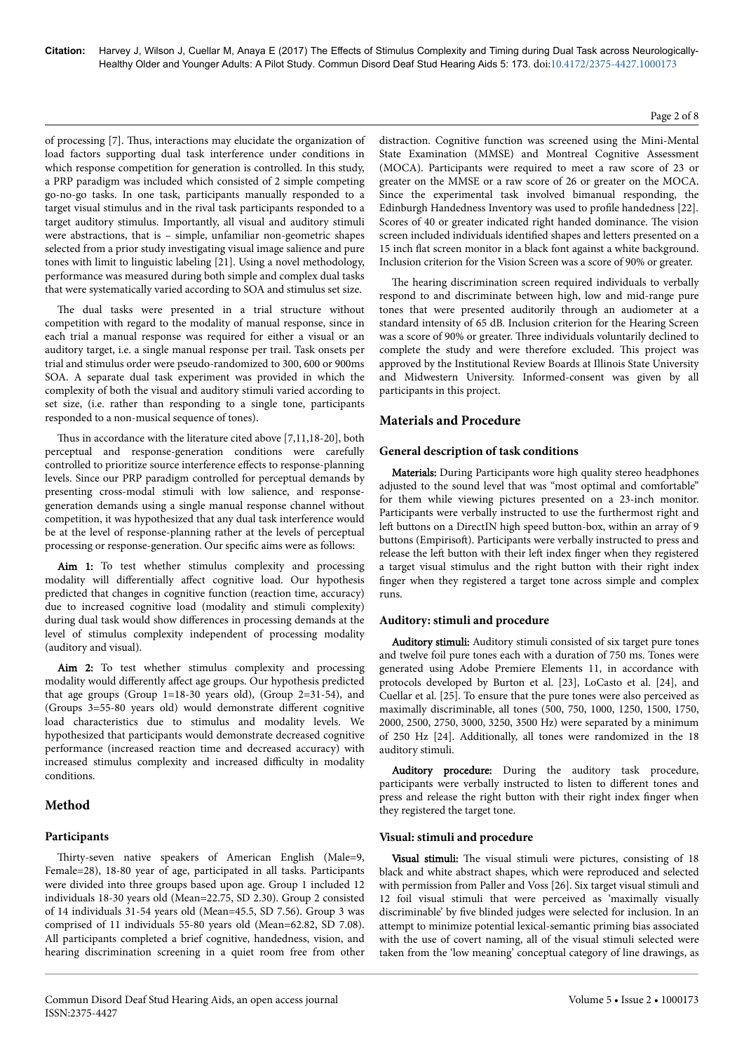of processing [7]. Thus, interactions may elucidate the organization of load factors supporting dual task interference under conditions in which response competition for generation is controlled. In this study, a PRP paradigm was included which consisted of 2 simple competing go-no-go tasks. In one task, participants manually responded to a target visual stimulus and in the rival task participants responded to a target auditory stimulus. Importantly, all visual and auditory stimuli were abstractions, that is – simple, unfamiliar non-geometric shapes selected from a prior study investigating visual image salience and pure tones with limit to linguistic labeling [21]. Using a novel methodology, performance was measured during both simple and complex dual tasks that were systematically varied according to SOA and stimulus set size.

The dual tasks were presented in a trial structure without competition with regard to the modality of manual response, since in each trial a manual response was required for either a visual or an auditory target, i.e. a single manual response per trail. Task onsets per trial and stimulus order were pseudo-randomized to 300, 600 or 900ms SOA. A separate dual task experiment was provided in which the complexity of both the visual and auditory stimuli varied according to set size, (i.e. rather than responding to a single tone, participants responded to a non-musical sequence of tones).

Thus in accordance with the literature cited above [7,11,18-20], both perceptual and response-generation conditions were carefully controlled to prioritize source interference effects to response-planning levels. Since our PRP paradigm controlled for perceptual demands by presenting cross-modal stimuli with low salience, and response-generation demands using a single manual response channel without competition, it was hypothesized that any dual task interference would be at the level of response-planning rather at the levels of perceptual processing or response-generation. Our specific aims were as follows:

**Aim 1:** To test whether stimulus complexity and processing modality will differentially affect cognitive load. Our hypothesis predicted that changes in cognitive function (reaction time, accuracy) due to increased cognitive load (modality and stimuli complexity) during dual task would show differences in processing demands at the level of stimulus complexity independent of processing modality (auditory and visual).

**Aim 2:** To test whether stimulus complexity and processing modality would differently affect age groups. Our hypothesis predicted that age groups (Group 1=18-30 years old), (Group 2=31-54), and (Groups 3=55-80 years old) would demonstrate different cognitive load characteristics due to stimulus and modality levels. We hypothesized that participants would demonstrate decreased cognitive performance (increased reaction time and decreased accuracy) with increased stimulus complexity and increased difficulty in modality conditions.

## Method

### Participants

Thirty-seven native speakers of American English (Male=9, Female=28), 18-80 year of age, participated in all tasks. Participants were divided into three groups based upon age. Group 1 included 12 individuals 18-30 years old (Mean=22.75, SD 2.30). Group 2 consisted of 14 individuals 31-54 years old (Mean=45.5, SD 7.56). Group 3 was comprised of 11 individuals 55-80 years old (Mean=62.82, SD 7.08). All participants completed a brief cognitive, handedness, vision, and hearing discrimination screening in a quiet room free from other distraction. Cognitive function was screened using the Mini-Mental State Examination (MMSE) and Montreal Cognitive Assessment (MOCA). Participants were required to meet a raw score of 23 or greater on the MMSE or a raw score of 26 or greater on the MOCA. Since the experimental task involved bimanual responding, the Edinburgh Handedness Inventory was used to profile handedness [22]. Scores of 40 or greater indicated right handed dominance. The vision screen included individuals identified shapes and letters presented on a 15 inch flat screen monitor in a black font against a white background. Inclusion criterion for the Vision Screen was a score of 90% or greater.

The hearing discrimination screen required individuals to verbally respond to and discriminate between high, low and mid-range pure tones that were presented auditorily through an audiometer at a standard intensity of 65 dB. Inclusion criterion for the Hearing Screen was a score of 90% or greater. Three individuals voluntarily declined to complete the study and were therefore excluded. This project was approved by the Institutional Review Boards at Illinois State University and Midwestern University. Informed-consent was given by all participants in this project.

## Materials and Procedure

### General description of task conditions

**Materials:** During Participants wore high quality stereo headphones adjusted to the sound level that was "most optimal and comfortable" for them while viewing pictures presented on a 23-inch monitor. Participants were verbally instructed to use the furthermost right and left buttons on a DirectIN high speed button-box, within an array of 9 buttons (Empirisoft). Participants were verbally instructed to press and release the left button with their left index finger when they registered a target visual stimulus and the right button with their right index finger when they registered a target tone across simple and complex runs.

### Auditory: stimuli and procedure

**Auditory stimuli:** Auditory stimuli consisted of six target pure tones and twelve foil pure tones each with a duration of 750 ms. Tones were generated using Adobe Premiere Elements 11, in accordance with protocols developed by Burton et al. [23], LoCasto et al. [24], and Cuellar et al. [25]. To ensure that the pure tones were also perceived as maximally discriminable, all tones (500, 750, 1000, 1250, 1500, 1750, 2000, 2500, 2750, 3000, 3250, 3500 Hz) were separated by a minimum of 250 Hz [24]. Additionally, all tones were randomized in the 18 auditory stimuli.

**Auditory procedure:** During the auditory task procedure, participants were verbally instructed to listen to different tones and press and release the right button with their right index finger when they registered the target tone.

### Visual: stimuli and procedure

**Visual stimuli:** The visual stimuli were pictures, consisting of 18 black and white abstract shapes, which were reproduced and selected with permission from Paller and Voss [26]. Six target visual stimuli and 12 foil visual stimuli that were perceived as 'maximally visually discriminable' by five blinded judges were selected for inclusion. In an attempt to minimize potential lexical-semantic priming bias associated with the use of covert naming, all of the visual stimuli selected were taken from the 'low meaning' conceptual category of line drawings, as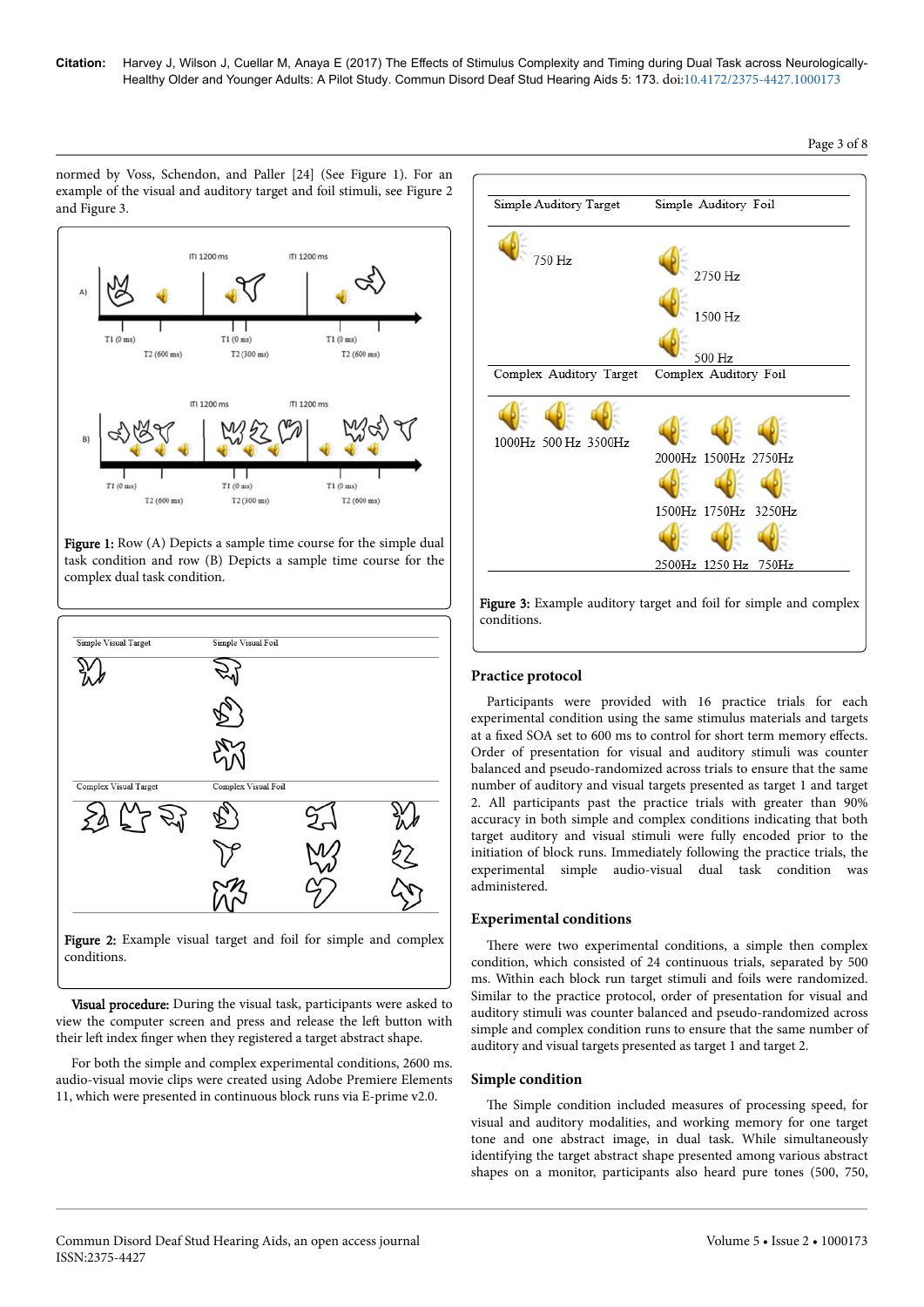normed by Voss, Schendon, and Paller [24] (See Figure 1). For an example of the visual and auditory target and foil stimuli, see Figure 2 and Figure 3.

**Figure 1:** Row (A) Depicts a sample time course for the simple dual task condition and row (B) Depicts a sample time course for the complex dual task condition.

**Figure 2:** Example visual target and foil for simple and complex conditions.

**Visual procedure:** During the visual task, participants were asked to view the computer screen and press and release the left button with their left index finger when they registered a target abstract shape.

For both the simple and complex experimental conditions, 2600 ms. audio-visual movie clips were created using Adobe Premiere Elements 11, which were presented in continuous block runs via E-prime v2.0.

| Simple Auditory Target | Simple Auditory Foil |
|---|---|
| 750 Hz | 2750 Hz |
| | 1500 Hz |
| | 500 Hz |
| **Complex Auditory Target** | **Complex Auditory Foil** |
| 1000Hz 500 Hz 3500Hz | 2000Hz 1500Hz 2750Hz |
| | 1500Hz 1750Hz 3250Hz |
| | 2500Hz 1250 Hz 750Hz |

**Figure 3:** Example auditory target and foil for simple and complex conditions.

### Practice protocol

Participants were provided with 16 practice trials for each experimental condition using the same stimulus materials and targets at a fixed SOA set to 600 ms to control for short term memory effects. Order of presentation for visual and auditory stimuli was counter balanced and pseudo-randomized across trials to ensure that the same number of auditory and visual targets presented as target 1 and target 2. All participants past the practice trials with greater than 90% accuracy in both simple and complex conditions indicating that both target auditory and visual stimuli were fully encoded prior to the initiation of block runs. Immediately following the practice trials, the experimental simple audio-visual dual task condition was administered.

### Experimental conditions

There were two experimental conditions, a simple then complex condition, which consisted of 24 continuous trials, separated by 500 ms. Within each block run target stimuli and foils were randomized. Similar to the practice protocol, order of presentation for visual and auditory stimuli was counter balanced and pseudo-randomized across simple and complex condition runs to ensure that the same number of auditory and visual targets presented as target 1 and target 2.

### Simple condition

The Simple condition included measures of processing speed, for visual and auditory modalities, and working memory for one target tone and one abstract image, in dual task. While simultaneously identifying the target abstract shape presented among various abstract shapes on a monitor, participants also heard pure tones (500, 750,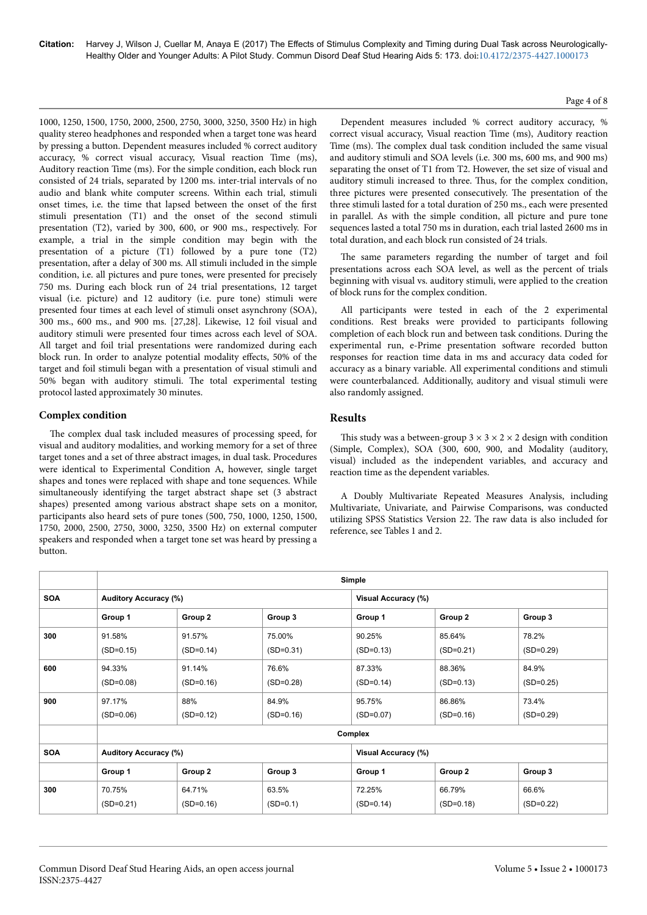1000, 1250, 1500, 1750, 2000, 2500, 2750, 3000, 3250, 3500 Hz) in high quality stereo headphones and responded when a target tone was heard by pressing a button. Dependent measures included % correct auditory accuracy, % correct visual accuracy, Visual reaction Time (ms), Auditory reaction Time (ms). For the simple condition, each block run consisted of 24 trials, separated by 1200 ms. inter-trial intervals of no audio and blank white computer screens. Within each trial, stimuli onset times, i.e. the time that lapsed between the onset of the first stimuli presentation (T1) and the onset of the second stimuli presentation (T2), varied by 300, 600, or 900 ms., respectively. For example, a trial in the simple condition may begin with the presentation of a picture (T1) followed by a pure tone (T2) presentation, after a delay of 300 ms. All stimuli included in the simple condition, i.e. all pictures and pure tones, were presented for precisely 750 ms. During each block run of 24 trial presentations, 12 target visual (i.e. picture) and 12 auditory (i.e. pure tone) stimuli were presented four times at each level of stimuli onset asynchrony (SOA), 300 ms., 600 ms., and 900 ms. [27,28]. Likewise, 12 foil visual and auditory stimuli were presented four times across each level of SOA. All target and foil trial presentations were randomized during each block run. In order to analyze potential modality effects, 50% of the target and foil stimuli began with a presentation of visual stimuli and 50% began with auditory stimuli. The total experimental testing protocol lasted approximately 30 minutes.

### Complex condition

The complex dual task included measures of processing speed, for visual and auditory modalities, and working memory for a set of three target tones and a set of three abstract images, in dual task. Procedures were identical to Experimental Condition A, however, single target shapes and tones were replaced with shape and tone sequences. While simultaneously identifying the target abstract shape set (3 abstract shapes) presented among various abstract shape sets on a monitor, participants also heard sets of pure tones (500, 750, 1000, 1250, 1500, 1750, 2000, 2500, 2750, 3000, 3250, 3500 Hz) on external computer speakers and responded when a target tone set was heard by pressing a button.

Dependent measures included % correct auditory accuracy, % correct visual accuracy, Visual reaction Time (ms), Auditory reaction Time (ms). The complex dual task condition included the same visual and auditory stimuli and SOA levels (i.e. 300 ms, 600 ms, and 900 ms) separating the onset of T1 from T2. However, the set size of visual and auditory stimuli increased to three. Thus, for the complex condition, three pictures were presented consecutively. The presentation of the three stimuli lasted for a total duration of 250 ms., each were presented in parallel. As with the simple condition, all picture and pure tone sequences lasted a total 750 ms in duration, each trial lasted 2600 ms in total duration, and each block run consisted of 24 trials.

The same parameters regarding the number of target and foil presentations across each SOA level, as well as the percent of trials beginning with visual vs. auditory stimuli, were applied to the creation of block runs for the complex condition.

All participants were tested in each of the 2 experimental conditions. Rest breaks were provided to participants following completion of each block run and between task conditions. During the experimental run, e-Prime presentation software recorded button responses for reaction time data in ms and accuracy data coded for accuracy as a binary variable. All experimental conditions and stimuli were counterbalanced. Additionally, auditory and visual stimuli were also randomly assigned.

## Results

This study was a between-group $3 \times 3 \times 2 \times 2$ design with condition (Simple, Complex), SOA (300, 600, 900, and Modality (auditory, visual) included as the independent variables, and accuracy and reaction time as the dependent variables.

A Doubly Multivariate Repeated Measures Analysis, including Multivariate, Univariate, and Pairwise Comparisons, was conducted utilizing SPSS Statistics Version 22. The raw data is also included for reference, see Tables 1 and 2.

| | Simple | | | | | |
|---|---|---|---|---|---|---|
| **SOA** | **Auditory Accuracy (%)** | | | **Visual Accuracy (%)** | | |
| | **Group 1** | **Group 2** | **Group 3** | **Group 1** | **Group 2** | **Group 3** |
| **300** | 91.58% (SD=0.15) | 91.57% (SD=0.14) | 75.00% (SD=0.31) | 90.25% (SD=0.13) | 85.64% (SD=0.21) | 78.2% (SD=0.29) |
| **600** | 94.33% (SD=0.08) | 91.14% (SD=0.16) | 76.6% (SD=0.28) | 87.33% (SD=0.14) | 88.36% (SD=0.13) | 84.9% (SD=0.25) |
| **900** | 97.17% (SD=0.06) | 88% (SD=0.12) | 84.9% (SD=0.16) | 95.75% (SD=0.07) | 86.86% (SD=0.16) | 73.4% (SD=0.29) |
| | **Complex** | | | | | |
| **SOA** | **Auditory Accuracy (%)** | | | **Visual Accuracy (%)** | | |
| | **Group 1** | **Group 2** | **Group 3** | **Group 1** | **Group 2** | **Group 3** |
| **300** | 70.75% (SD=0.21) | 64.71% (SD=0.16) | 63.5% (SD=0.1) | 72.25% (SD=0.14) | 66.79% (SD=0.18) | 66.6% (SD=0.22) |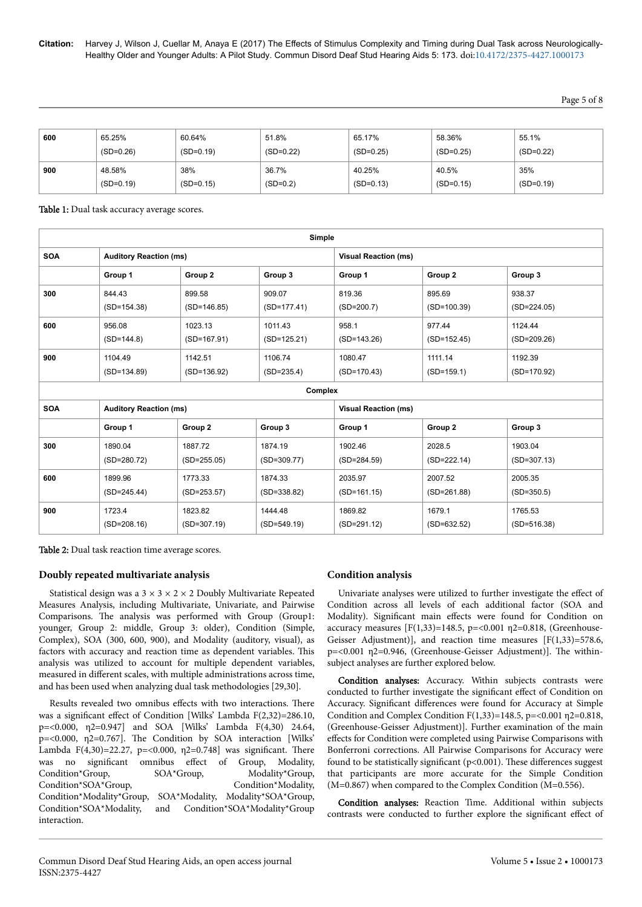| 600 | 65.25% (SD=0.26) | 60.64% (SD=0.19) | 51.8% (SD=0.22) | 65.17% (SD=0.25) | 58.36% (SD=0.25) | 55.1% (SD=0.22) |
|---|---|---|---|---|---|---|
| 900 | 48.58% (SD=0.19) | 38% (SD=0.15) | 36.7% (SD=0.2) | 40.25% (SD=0.13) | 40.5% (SD=0.15) | 35% (SD=0.19) |

**Table 1:** Dual task accuracy average scores.

| Simple | | | | | | |
|---|---|---|---|---|---|---|
| **SOA** | **Auditory Reaction (ms)** | | | **Visual Reaction (ms)** | | |
| | **Group 1** | **Group 2** | **Group 3** | **Group 1** | **Group 2** | **Group 3** |
| **300** | 844.43 (SD=154.38) | 899.58 (SD=146.85) | 909.07 (SD=177.41) | 819.36 (SD=200.7) | 895.69 (SD=100.39) | 938.37 (SD=224.05) |
| **600** | 956.08 (SD=144.8) | 1023.13 (SD=167.91) | 1011.43 (SD=125.21) | 958.1 (SD=143.26) | 977.44 (SD=152.45) | 1124.44 (SD=209.26) |
| **900** | 1104.49 (SD=134.89) | 1142.51 (SD=136.92) | 1106.74 (SD=235.4) | 1080.47 (SD=170.43) | 1111.14 (SD=159.1) | 1192.39 (SD=170.92) |
| **Complex** | | | | | | |
| **SOA** | **Auditory Reaction (ms)** | | | **Visual Reaction (ms)** | | |
| | **Group 1** | **Group 2** | **Group 3** | **Group 1** | **Group 2** | **Group 3** |
| **300** | 1890.04 (SD=280.72) | 1887.72 (SD=255.05) | 1874.19 (SD=309.77) | 1902.46 (SD=284.59) | 2028.5 (SD=222.14) | 1903.04 (SD=307.13) |
| **600** | 1899.96 (SD=245.44) | 1773.33 (SD=253.57) | 1874.33 (SD=338.82) | 2035.97 (SD=161.15) | 2007.52 (SD=261.88) | 2005.35 (SD=350.5) |
| **900** | 1723.4 (SD=208.16) | 1823.82 (SD=307.19) | 1444.48 (SD=549.19) | 1869.82 (SD=291.12) | 1679.1 (SD=632.52) | 1765.53 (SD=516.38) |

**Table 2:** Dual task reaction time average scores.

## Doubly repeated multivariate analysis

Statistical design was a 3 × 3 × 2 × 2 Doubly Multivariate Repeated Measures Analysis, including Multivariate, Univariate, and Pairwise Comparisons. The analysis was performed with Group (Group1: younger, Group 2: middle, Group 3: older), Condition (Simple, Complex), SOA (300, 600, 900), and Modality (auditory, visual), as factors with accuracy and reaction time as dependent variables. This analysis was utilized to account for multiple dependent variables, measured in different scales, with multiple administrations across time, and has been used when analyzing dual task methodologies [29,30].

Results revealed two omnibus effects with two interactions. There was a significant effect of Condition [Wilks' Lambda $F(2,32)=286.10$, $p=<0.000$, $\eta 2=0.947$] and SOA [Wilks' Lambda $F(4,30)$ 24.64, $p=<0.000$, $\eta 2=0.767$]. The Condition by SOA interaction [Wilks' Lambda $F(4,30)=22.27$, $p=<0.000$, $\eta 2=0.748$] was significant. There was no significant omnibus effect of Group, Modality, Condition*Group, SOA*Group, Modality*Group, Condition*SOA*Group, Condition*Modality, Condition*Modality*Group, SOA*Modality, Modality*SOA*Group, Condition*SOA*Modality, and Condition*SOA*Modality*Group interaction.

## Condition analysis

Univariate analyses were utilized to further investigate the effect of Condition across all levels of each additional factor (SOA and Modality). Significant main effects were found for Condition on accuracy measures [$F(1,33)=148.5$, $p=<0.001$ $\eta 2=0.818$, (Greenhouse-Geisser Adjustment)], and reaction time measures [$F(1,33)=578.6$, $p=<0.001$ $\eta 2=0.946$, (Greenhouse-Geisser Adjustment)]. The within-subject analyses are further explored below.

**Condition analyses:** Accuracy. Within subjects contrasts were conducted to further investigate the significant effect of Condition on Accuracy. Significant differences were found for Accuracy at Simple Condition and Complex Condition $F(1,33)=148.5$, $p=<0.001$ $\eta 2=0.818$, (Greenhouse-Geisser Adjustment)]. Further examination of the main effects for Condition were completed using Pairwise Comparisons with Bonferroni corrections. All Pairwise Comparisons for Accuracy were found to be statistically significant ($p<0.001$). These differences suggest that participants are more accurate for the Simple Condition (M=0.867) when compared to the Complex Condition (M=0.556).

**Condition analyses:** Reaction Time. Additional within subjects contrasts were conducted to further explore the significant effect of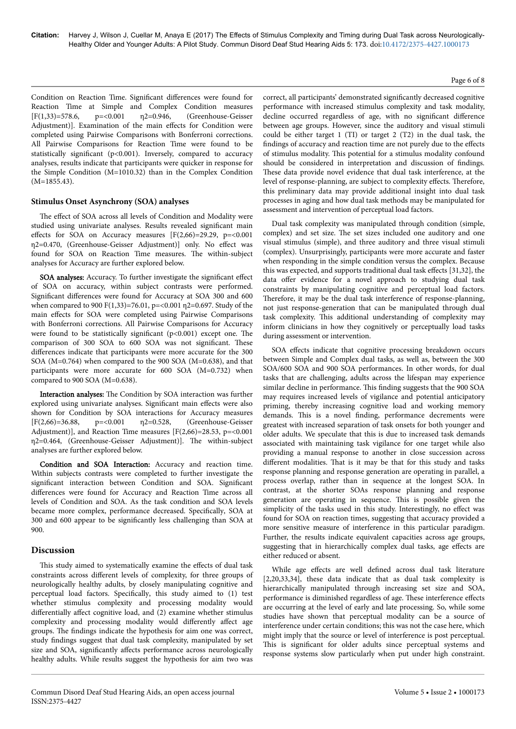Condition on Reaction Time. Significant differences were found for Reaction Time at Simple and Complex Condition measures [$F(1,33)=578.6$, $p=<0.001$ $\eta2=0.946$, (Greenhouse-Geisser Adjustment)]. Examination of the main effects for Condition were completed using Pairwise Comparisons with Bonferroni corrections. All Pairwise Comparisons for Reaction Time were found to be statistically significant ($p<0.001$). Inversely, compared to accuracy analyses, results indicate that participants were quicker in response for the Simple Condition (M=1010.32) than in the Complex Condition (M=1855.43).

## Stimulus Onset Asynchrony (SOA) analyses

The effect of SOA across all levels of Condition and Modality were studied using univariate analyses. Results revealed significant main effects for SOA on Accuracy measures [$F(2,66)=29.29$, $p=<0.001$ $\eta2=0.470$, (Greenhouse-Geisser Adjustment)] only. No effect was found for SOA on Reaction Time measures. The within-subject analyses for Accuracy are further explored below.

**SOA analyses:** Accuracy. To further investigate the significant effect of SOA on accuracy, within subject contrasts were performed. Significant differences were found for Accuracy at SOA 300 and 600 when compared to 900 $F(1,33)=76.01$, $p=<0.001$ $\eta2=0.697$. Study of the main effects for SOA were completed using Pairwise Comparisons with Bonferroni corrections. All Pairwise Comparisons for Accuracy were found to be statistically significant ($p<0.001$) except one. The comparison of 300 SOA to 600 SOA was not significant. These differences indicate that participants were more accurate for the 300 SOA (M=0.764) when compared to the 900 SOA (M=0.638), and that participants were more accurate for 600 SOA (M=0.732) when compared to 900 SOA (M=0.638).

**Interaction analyses:** The Condition by SOA interaction was further explored using univariate analyses. Significant main effects were also shown for Condition by SOA interactions for Accuracy measures [$F(2,66)=36.88$, $p=<0.001$ $\eta2=0.528$, (Greenhouse-Geisser Adjustment)], and Reaction Time measures [$F(2,66)=28.53$, $p=<0.001$ $\eta2=0.464$, (Greenhouse-Geisser Adjustment)]. The within-subject analyses are further explored below.

**Condition and SOA Interaction:** Accuracy and reaction time. Within subjects contrasts were completed to further investigate the significant interaction between Condition and SOA. Significant differences were found for Accuracy and Reaction Time across all levels of Condition and SOA. As the task condition and SOA levels became more complex, performance decreased. Specifically, SOA at 300 and 600 appear to be significantly less challenging than SOA at 900.

## Discussion

This study aimed to systematically examine the effects of dual task constraints across different levels of complexity, for three groups of neurologically healthy adults, by closely manipulating cognitive and perceptual load factors. Specifically, this study aimed to (1) test whether stimulus complexity and processing modality would differentially affect cognitive load, and (2) examine whether stimulus complexity and processing modality would differently affect age groups. The findings indicate the hypothesis for aim one was correct, study findings suggest that dual task complexity, manipulated by set size and SOA, significantly affects performance across neurologically healthy adults. While results suggest the hypothesis for aim two was correct, all participants' demonstrated significantly decreased cognitive performance with increased stimulus complexity and task modality, decline occurred regardless of age, with no significant difference between age groups. However, since the auditory and visual stimuli could be either target 1 (TI) or target 2 (T2) in the dual task, the findings of accuracy and reaction time are not purely due to the effects of stimulus modality. This potential for a stimulus modality confound should be considered in interpretation and discussion of findings. These data provide novel evidence that dual task interference, at the level of response-planning, are subject to complexity effects. Therefore, this preliminary data may provide additional insight into dual task processes in aging and how dual task methods may be manipulated for assessment and intervention of perceptual load factors.

Dual task complexity was manipulated through condition (simple, complex) and set size. The set sizes included one auditory and one visual stimulus (simple), and three auditory and three visual stimuli (complex). Unsurprisingly, participants were more accurate and faster when responding in the simple condition versus the complex. Because this was expected, and supports traditional dual task effects [31,32], the data offer evidence for a novel approach to studying dual task constraints by manipulating cognitive and perceptual load factors. Therefore, it may be the dual task interference of response-planning, not just response-generation that can be manipulated through dual task complexity. This additional understanding of complexity may inform clinicians in how they cognitively or perceptually load tasks during assessment or intervention.

SOA effects indicate that cognitive processing breakdown occurs between Simple and Complex dual tasks, as well as, between the 300 SOA/600 SOA and 900 SOA performances. In other words, for dual tasks that are challenging, adults across the lifespan may experience similar decline in performance. This finding suggests that the 900 SOA may requires increased levels of vigilance and potential anticipatory priming, thereby increasing cognitive load and working memory demands. This is a novel finding, performance decrements were greatest with increased separation of task onsets for both younger and older adults. We speculate that this is due to increased task demands associated with maintaining task vigilance for one target while also providing a manual response to another in close succession across different modalities. That is it may be that for this study and tasks response planning and response generation are operating in parallel, a process overlap, rather than in sequence at the longest SOA. In contrast, at the shorter SOAs response planning and response generation are operating in sequence. This is possible given the simplicity of the tasks used in this study. Interestingly, no effect was found for SOA on reaction times, suggesting that accuracy provided a more sensitive measure of interference in this particular paradigm. Further, the results indicate equivalent capacities across age groups, suggesting that in hierarchically complex dual tasks, age effects are either reduced or absent.

While age effects are well defined across dual task literature [2,20,33,34], these data indicate that as dual task complexity is hierarchically manipulated through increasing set size and SOA, performance is diminished regardless of age. These interference effects are occurring at the level of early and late processing. So, while some studies have shown that perceptual modality can be a source of interference under certain conditions; this was not the case here, which might imply that the source or level of interference is post perceptual. This is significant for older adults since perceptual systems and response systems slow particularly when put under high constraint.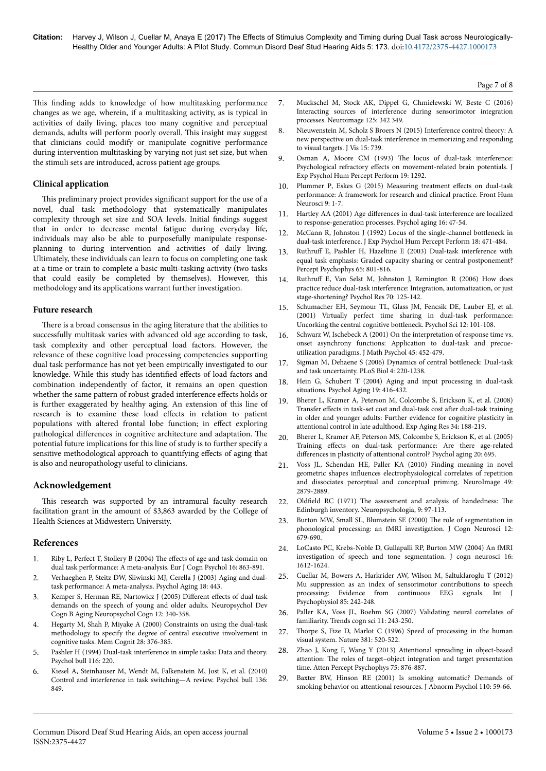This finding adds to knowledge of how multitasking performance changes as we age, wherein, if a multitasking activity, as is typical in activities of daily living, places too many cognitive and perceptual demands, adults will perform poorly overall. This insight may suggest that clinicians could modify or manipulate cognitive performance during intervention multitasking by varying not just set size, but when the stimuli sets are introduced, across patient age groups.

### Clinical application

This preliminary project provides significant support for the use of a novel, dual task methodology that systematically manipulates complexity through set size and SOA levels. Initial findings suggest that in order to decrease mental fatigue during everyday life, individuals may also be able to purposefully manipulate response-planning to during intervention and activities of daily living. Ultimately, these individuals can learn to focus on completing one task at a time or train to complete a basic multi-tasking activity (two tasks that could easily be completed by themselves). However, this methodology and its applications warrant further investigation.

### Future research

There is a broad consensus in the aging literature that the abilities to successfully multitask varies with advanced old age according to task, task complexity and other perceptual load factors. However, the relevance of these cognitive load processing competencies supporting dual task performance has not yet been empirically investigated to our knowledge. While this study has identified effects of load factors and combination independently of factor, it remains an open question whether the same pattern of robust graded interference effects holds or is further exaggerated by healthy aging. An extension of this line of research is to examine these load effects in relation to patient populations with altered frontal lobe function; in effect exploring pathological differences in cognitive architecture and adaptation. The potential future implications for this line of study is to further specify a sensitive methodological approach to quantifying effects of aging that is also and neuropathology useful to clinicians.

## Acknowledgement

This research was supported by an intramural faculty research facilitation grant in the amount of $3,863 awarded by the College of Health Sciences at Midwestern University.

## References

1. Riby L, Perfect T, Stollery B (2004) The effects of age and task domain on dual task performance: A meta-analysis. Eur J Cogn Psychol 16: 863-891.
2. Verhaeghen P, Steitz DW, Sliwinski MJ, Cerella J (2003) Aging and dual-task performance: A meta-analysis. Psychol Aging 18: 443.
3. Kemper S, Herman RE, Nartowicz J (2005) Different effects of dual task demands on the speech of young and older adults. Neuropsychol Dev Cogn B Aging Neuropsychol Cogn 12: 340-358.
4. Hegarty M, Shah P, Miyake A (2000) Constraints on using the dual-task methodology to specify the degree of central executive involvement in cognitive tasks. Mem Cognit 28: 376-385.
5. Pashler H (1994) Dual-task interference in simple tasks: Data and theory. Psychol bull 116: 220.
6. Kiesel A, Steinhauser M, Wendt M, Falkenstein M, Jost K, et al. (2010) Control and interference in task switching—A review. Psychol bull 136: 849.
7. Muckschel M, Stock AK, Dippel G, Chmielewski W, Beste C (2016) Interacting sources of interference during sensorimotor integration processes. Neuroimage 125: 342 349.
8. Nieuwenstein M, Scholz S Broers N (2015) Interference control theory: A new perspective on dual-task interference in memorizing and responding to visual targets. J Vis 15: 739.
9. Osman A, Moore CM (1993) The locus of dual-task interference: Psychological refractory effects on movement-related brain potentials. J Exp Psychol Hum Percept Perform 19: 1292.
10. Plummer P, Eskes G (2015) Measuring treatment effects on dual-task performance: A framework for research and clinical practice. Front Hum Neurosci 9: 1-7.
11. Hartley AA (2001) Age differences in dual-task interference are localized to response-generation processes. Psychol aging 16: 47-54.
12. McCann R, Johnston J (1992) Locus of the single-channel bottleneck in dual-task interference. J Exp Psychol Hum Percept Perform 18: 471-484.
13. Ruthruff E, Pashler H, Hazeltine E (2003) Dual-task interference with equal task emphasis: Graded capacity sharing or central postponement? Percept Psychophys 65: 801-816.
14. Ruthruff E, Van Selst M, Johnston J, Remington R (2006) How does practice reduce dual-task interference: Integration, automatization, or just stage-shortening? Psychol Res 70: 125-142.
15. Schumacher EH, Seymour TL, Glass JM, Fencsik DE, Lauber EJ, et al. (2001) Virtually perfect time sharing in dual-task performance: Uncorking the central cognitive bottleneck. Psychol Sci 12: 101-108.
16. Schwarz W, Ischebeck A (2001) On the interpretation of response time vs. onset asynchrony functions: Application to dual-task and precue-utilization paradigms. J Math Psychol 45: 452-479.
17. Sigman M, Dehaene S (2006) Dynamics of central bottleneck: Dual-task and task uncertainty. PLoS Biol 4: 220-1238.
18. Hein G, Schubert T (2004) Aging and input processing in dual-task situations. Psychol Aging 19: 416-432.
19. Bherer L, Kramer A, Peterson M, Colcombe S, Erickson K, et al. (2008) Transfer effects in task-set cost and dual-task cost after dual-task training in older and younger adults: Further evidence for cognitive plasticity in attentional control in late adulthood. Exp Aging Res 34: 188-219.
20. Bherer L, Kramer AF, Peterson MS, Colcombe S, Erickson K, et al. (2005) Training effects on dual-task performance: Are there age-related differences in plasticity of attentional control? Psychol aging 20: 695.
21. Voss JL, Schendan HE, Paller KA (2010) Finding meaning in novel geometric shapes influences electrophysiological correlates of repetition and dissociates perceptual and conceptual priming. NeuroImage 49: 2879-2889.
22. Oldfield RC (1971) The assessment and analysis of handedness: The Edinburgh inventory. Neuropsychologia, 9: 97-113.
23. Burton MW, Small SL, Blumstein SE (2000) The role of segmentation in phonological processing: an fMRI investigation. J Cogn Neurosci 12: 679-690.
24. LoCasto PC, Krebs-Noble D, Gullapalli RP, Burton MW (2004) An fMRI investigation of speech and tone segmentation. J cogn neurosci 16: 1612-1624.
25. Cuellar M, Bowers A, Harkrider AW, Wilson M, Saltuklaroglu T (2012) Mu suppression as an index of sensorimotor contributions to speech processing: Evidence from continuous EEG signals. Int J Psychophysiol 85: 242-248.
26. Paller KA, Voss JL, Boehm SG (2007) Validating neural correlates of familiarity. Trends cogn sci 11: 243-250.
27. Thorpe S, Fize D, Marlot C (1996) Speed of processing in the human visual system. Nature 381: 520-522.
28. Zhao J, Kong F, Wang Y (2013) Attentional spreading in object-based attention: The roles of target–object integration and target presentation time. Atten Percept Psychophys 75: 876-887.
29. Baxter BW, Hinson RE (2001) Is smoking automatic? Demands of smoking behavior on attentional resources. J Abnorm Psychol 110: 59-66.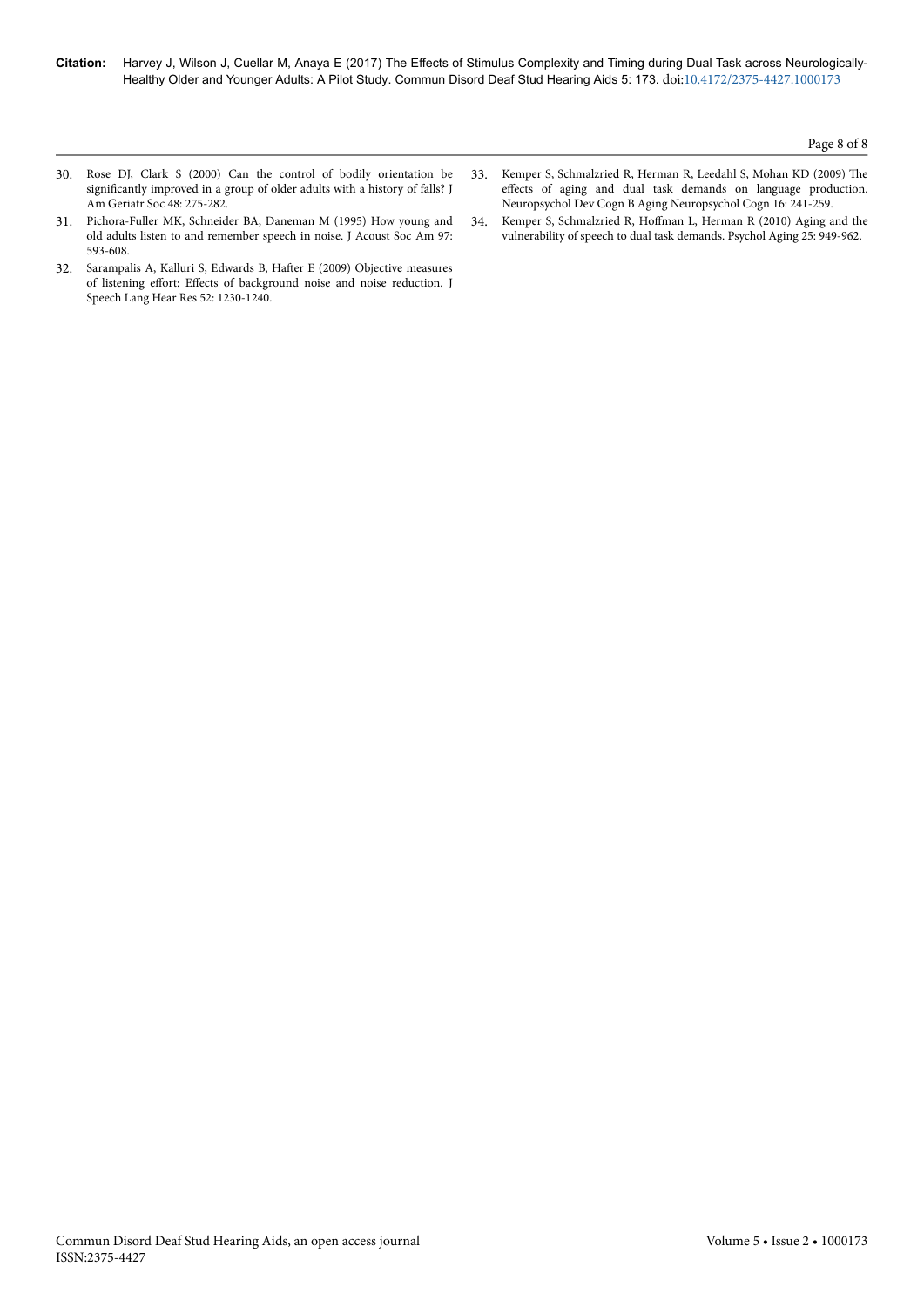30. Rose DJ, Clark S (2000) Can the control of bodily orientation be significantly improved in a group of older adults with a history of falls? J Am Geriatr Soc 48: 275-282.
31. Pichora-Fuller MK, Schneider BA, Daneman M (1995) How young and old adults listen to and remember speech in noise. J Acoust Soc Am 97: 593-608.
32. Sarampalis A, Kalluri S, Edwards B, Hafter E (2009) Objective measures of listening effort: Effects of background noise and noise reduction. J Speech Lang Hear Res 52: 1230-1240.
33. Kemper S, Schmalzried R, Herman R, Leedahl S, Mohan KD (2009) The effects of aging and dual task demands on language production. Neuropsychol Dev Cogn B Aging Neuropsychol Cogn 16: 241-259.
34. Kemper S, Schmalzried R, Hoffman L, Herman R (2010) Aging and the vulnerability of speech to dual task demands. Psychol Aging 25: 949-962.